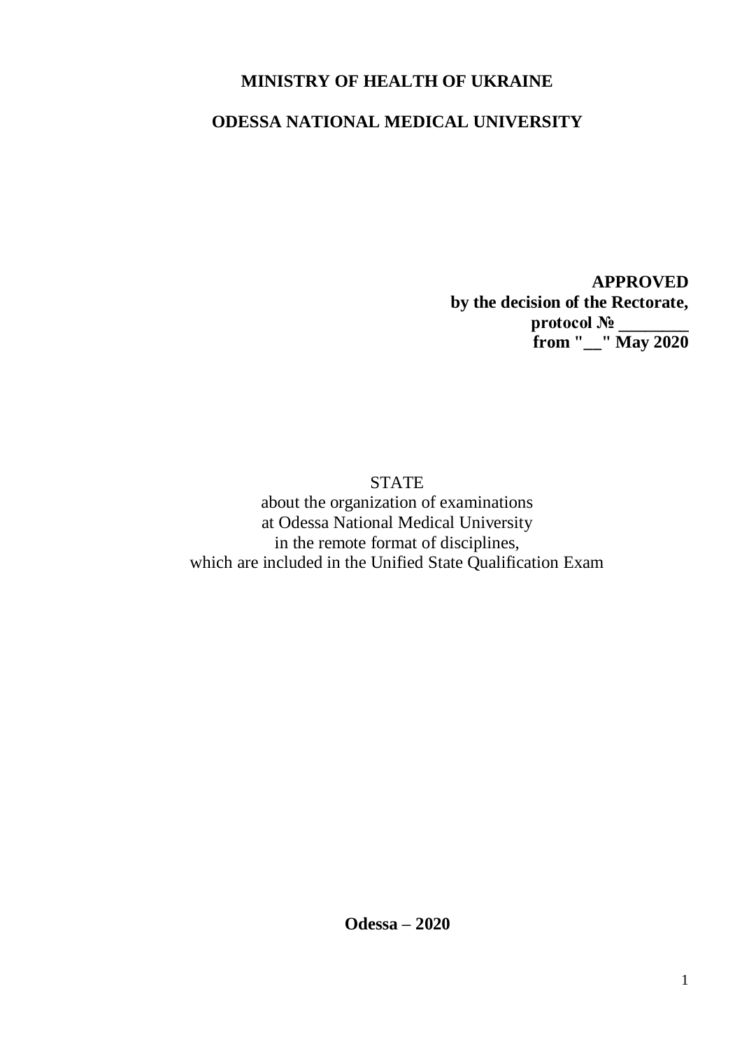**MINISTRY OF HEALTH OF UKRAINE**

**ODESSA NATIONAL MEDICAL UNIVERSITY**

**APPROVED**
**by the decision of the Rectorate,**
**protocol № ________**
**from "__" May 2020**

STATE
about the organization of examinations
at Odessa National Medical University
in the remote format of disciplines,
which are included in the Unified State Qualification Exam

**Odessa – 2020**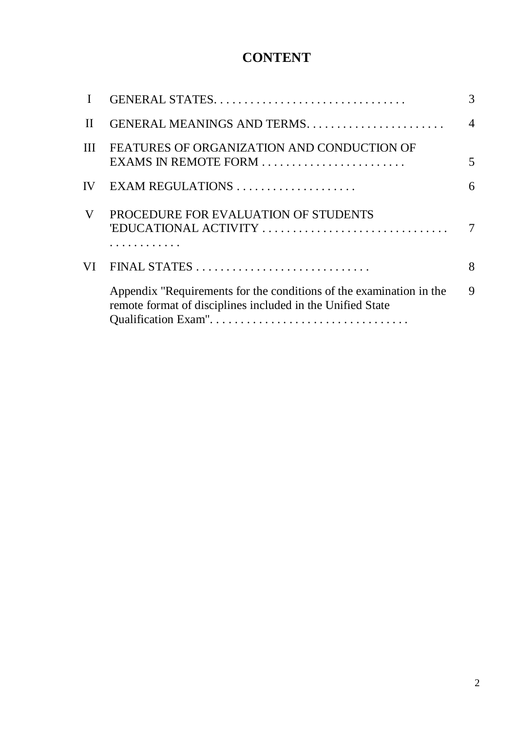# CONTENT

| | | |
|---|---|---|
| I | GENERAL STATES. . . . . . . . . . . . . . . . . . . . . . . . . . . . . . . . | 3 |
| II | GENERAL MEANINGS AND TERMS. . . . . . . . . . . . . . . . . . . . . . . | 4 |
| III | FEATURES OF ORGANIZATION AND CONDUCTION OF EXAMS IN REMOTE FORM . . . . . . . . . . . . . . . . . . . . . . . . | 5 |
| IV | EXAM REGULATIONS . . . . . . . . . . . . . . . . . . . . | 6 |
| V | PROCEDURE FOR EVALUATION OF STUDENTS 'EDUCATIONAL ACTIVITY . . . . . . . . . . . . . . . . . . . . . . . . . . . . . . . . . . . . . . . . . . | 7 |
| VI | FINAL STATES . . . . . . . . . . . . . . . . . . . . . . . . . . . . . | 8 |
| | Appendix "Requirements for the conditions of the examination in the remote format of disciplines included in the Unified State Qualification Exam". . . . . . . . . . . . . . . . . . . . . . . . . . . . . . . . . | 9 |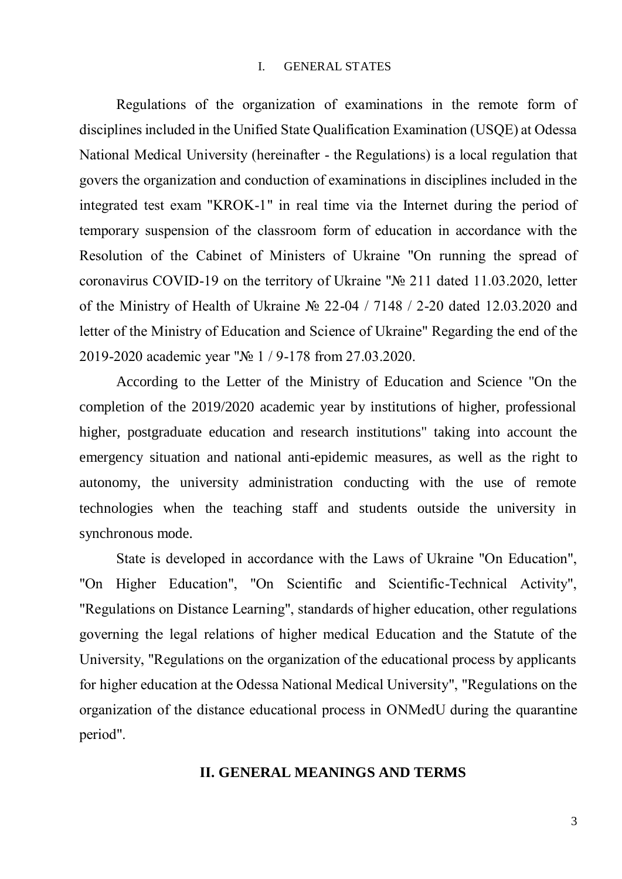## I. GENERAL STATES

Regulations of the organization of examinations in the remote form of disciplines included in the Unified State Qualification Examination (USQE) at Odessa National Medical University (hereinafter - the Regulations) is a local regulation that govers the organization and conduction of examinations in disciplines included in the integrated test exam "KROK-1" in real time via the Internet during the period of temporary suspension of the classroom form of education in accordance with the Resolution of the Cabinet of Ministers of Ukraine "On running the spread of coronavirus COVID-19 on the territory of Ukraine "№ 211 dated 11.03.2020, letter of the Ministry of Health of Ukraine № 22-04 / 7148 / 2-20 dated 12.03.2020 and letter of the Ministry of Education and Science of Ukraine" Regarding the end of the 2019-2020 academic year "№ 1 / 9-178 from 27.03.2020.

According to the Letter of the Ministry of Education and Science "On the completion of the 2019/2020 academic year by institutions of higher, professional higher, postgraduate education and research institutions" taking into account the emergency situation and national anti-epidemic measures, as well as the right to autonomy, the university administration conducting with the use of remote technologies when the teaching staff and students outside the university in synchronous mode.

State is developed in accordance with the Laws of Ukraine "On Education", "On Higher Education", "On Scientific and Scientific-Technical Activity", "Regulations on Distance Learning", standards of higher education, other regulations governing the legal relations of higher medical Education and the Statute of the University, "Regulations on the organization of the educational process by applicants for higher education at the Odessa National Medical University", "Regulations on the organization of the distance educational process in ONMedU during the quarantine period".

## II. GENERAL MEANINGS AND TERMS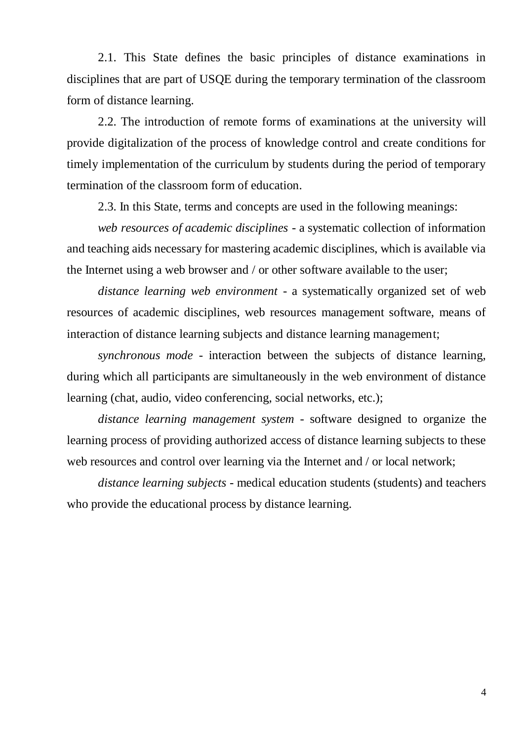2.1. This State defines the basic principles of distance examinations in disciplines that are part of USQE during the temporary termination of the classroom form of distance learning.

2.2. The introduction of remote forms of examinations at the university will provide digitalization of the process of knowledge control and create conditions for timely implementation of the curriculum by students during the period of temporary termination of the classroom form of education.

2.3. In this State, terms and concepts are used in the following meanings:

*web resources of academic disciplines* - a systematic collection of information and teaching aids necessary for mastering academic disciplines, which is available via the Internet using a web browser and / or other software available to the user;

*distance learning web environment* - a systematically organized set of web resources of academic disciplines, web resources management software, means of interaction of distance learning subjects and distance learning management;

*synchronous mode* - interaction between the subjects of distance learning, during which all participants are simultaneously in the web environment of distance learning (chat, audio, video conferencing, social networks, etc.);

*distance learning management system* - software designed to organize the learning process of providing authorized access of distance learning subjects to these web resources and control over learning via the Internet and / or local network;

*distance learning subjects* - medical education students (students) and teachers who provide the educational process by distance learning.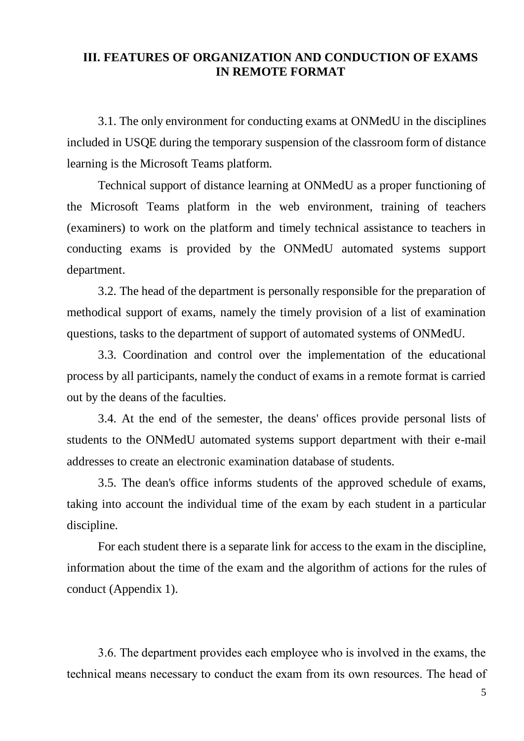## III. FEATURES OF ORGANIZATION AND CONDUCTION OF EXAMS IN REMOTE FORMAT

3.1. The only environment for conducting exams at ONMedU in the disciplines included in USQE during the temporary suspension of the classroom form of distance learning is the Microsoft Teams platform.

Technical support of distance learning at ONMedU as a proper functioning of the Microsoft Teams platform in the web environment, training of teachers (examiners) to work on the platform and timely technical assistance to teachers in conducting exams is provided by the ONMedU automated systems support department.

3.2. The head of the department is personally responsible for the preparation of methodical support of exams, namely the timely provision of a list of examination questions, tasks to the department of support of automated systems of ONMedU.

3.3. Coordination and control over the implementation of the educational process by all participants, namely the conduct of exams in a remote format is carried out by the deans of the faculties.

3.4. At the end of the semester, the deans' offices provide personal lists of students to the ONMedU automated systems support department with their e-mail addresses to create an electronic examination database of students.

3.5. The dean's office informs students of the approved schedule of exams, taking into account the individual time of the exam by each student in a particular discipline.

For each student there is a separate link for access to the exam in the discipline, information about the time of the exam and the algorithm of actions for the rules of conduct (Appendix 1).

3.6. The department provides each employee who is involved in the exams, the technical means necessary to conduct the exam from its own resources. The head of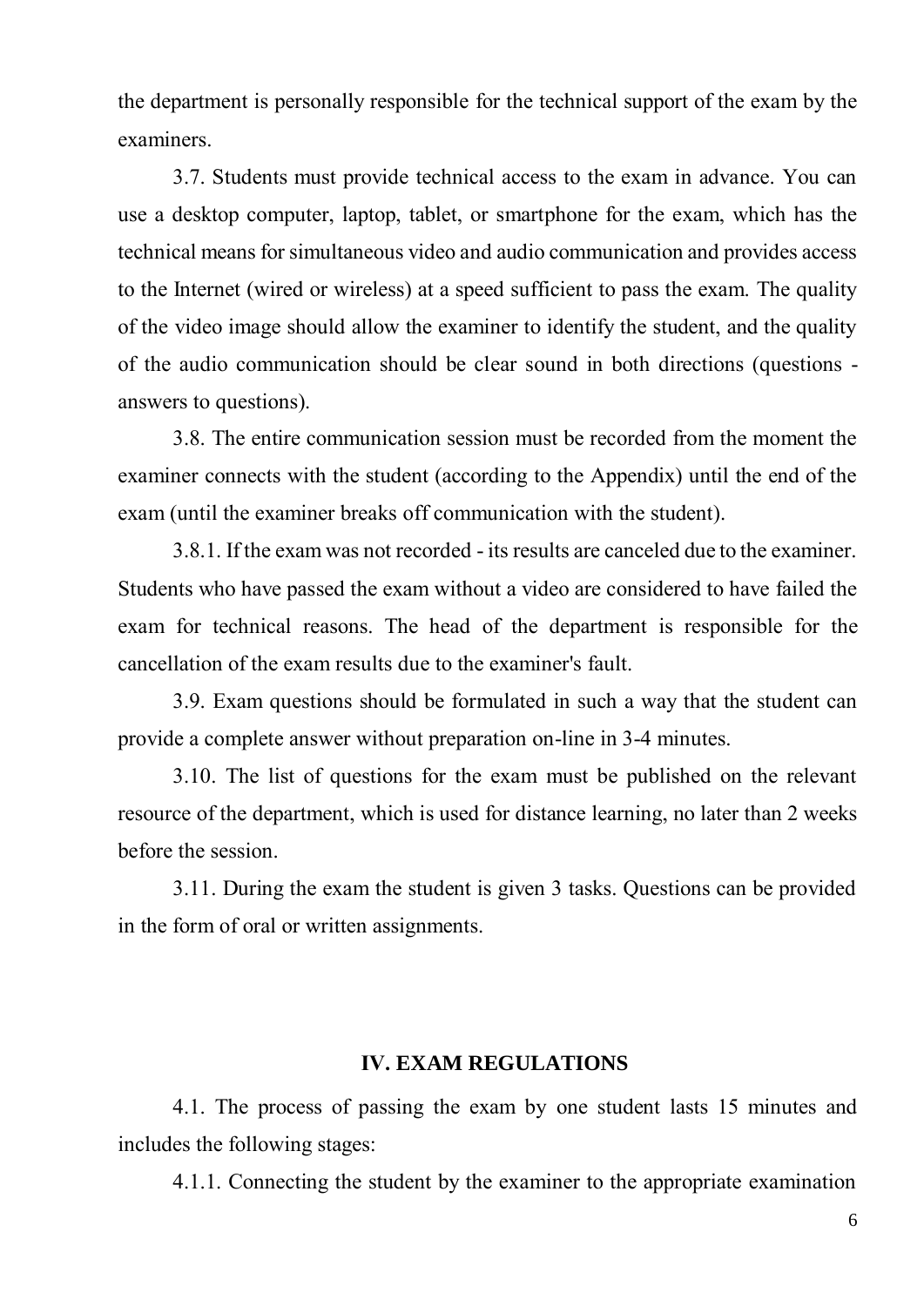the department is personally responsible for the technical support of the exam by the examiners.

3.7. Students must provide technical access to the exam in advance. You can use a desktop computer, laptop, tablet, or smartphone for the exam, which has the technical means for simultaneous video and audio communication and provides access to the Internet (wired or wireless) at a speed sufficient to pass the exam. The quality of the video image should allow the examiner to identify the student, and the quality of the audio communication should be clear sound in both directions (questions - answers to questions).

3.8. The entire communication session must be recorded from the moment the examiner connects with the student (according to the Appendix) until the end of the exam (until the examiner breaks off communication with the student).

3.8.1. If the exam was not recorded - its results are canceled due to the examiner. Students who have passed the exam without a video are considered to have failed the exam for technical reasons. The head of the department is responsible for the cancellation of the exam results due to the examiner's fault.

3.9. Exam questions should be formulated in such a way that the student can provide a complete answer without preparation on-line in 3-4 minutes.

3.10. The list of questions for the exam must be published on the relevant resource of the department, which is used for distance learning, no later than 2 weeks before the session.

3.11. During the exam the student is given 3 tasks. Questions can be provided in the form of oral or written assignments.

## IV. EXAM REGULATIONS

4.1. The process of passing the exam by one student lasts 15 minutes and includes the following stages:

4.1.1. Connecting the student by the examiner to the appropriate examination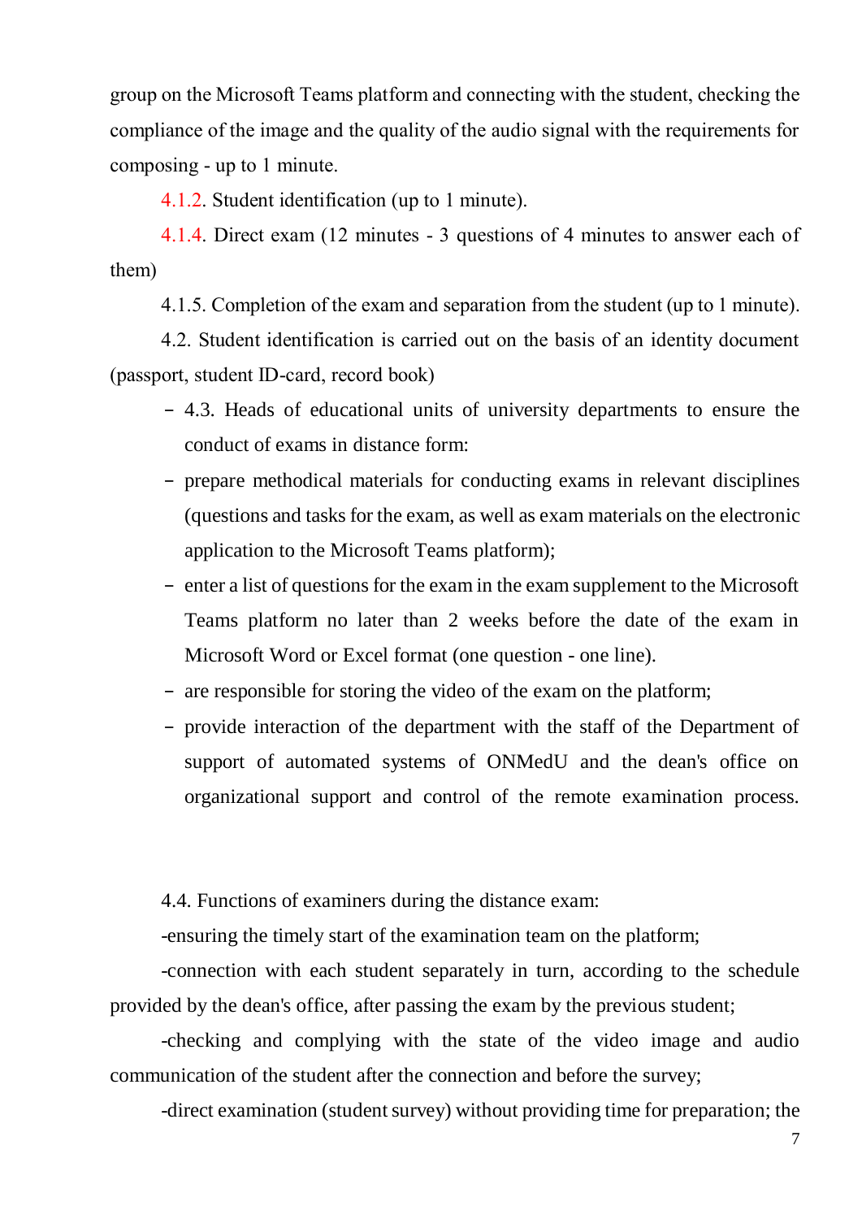group on the Microsoft Teams platform and connecting with the student, checking the compliance of the image and the quality of the audio signal with the requirements for composing - up to 1 minute.

4.1.2. Student identification (up to 1 minute).

4.1.4. Direct exam (12 minutes - 3 questions of 4 minutes to answer each of them)

4.1.5. Completion of the exam and separation from the student (up to 1 minute).

4.2. Student identification is carried out on the basis of an identity document (passport, student ID-card, record book)

- 4.3. Heads of educational units of university departments to ensure the conduct of exams in distance form:
- prepare methodical materials for conducting exams in relevant disciplines (questions and tasks for the exam, as well as exam materials on the electronic application to the Microsoft Teams platform);
- enter a list of questions for the exam in the exam supplement to the Microsoft Teams platform no later than 2 weeks before the date of the exam in Microsoft Word or Excel format (one question - one line).
- are responsible for storing the video of the exam on the platform;
- provide interaction of the department with the staff of the Department of support of automated systems of ONMedU and the dean's office on organizational support and control of the remote examination process.

4.4. Functions of examiners during the distance exam:

-ensuring the timely start of the examination team on the platform;

-connection with each student separately in turn, according to the schedule provided by the dean's office, after passing the exam by the previous student;

-checking and complying with the state of the video image and audio communication of the student after the connection and before the survey;

-direct examination (student survey) without providing time for preparation; the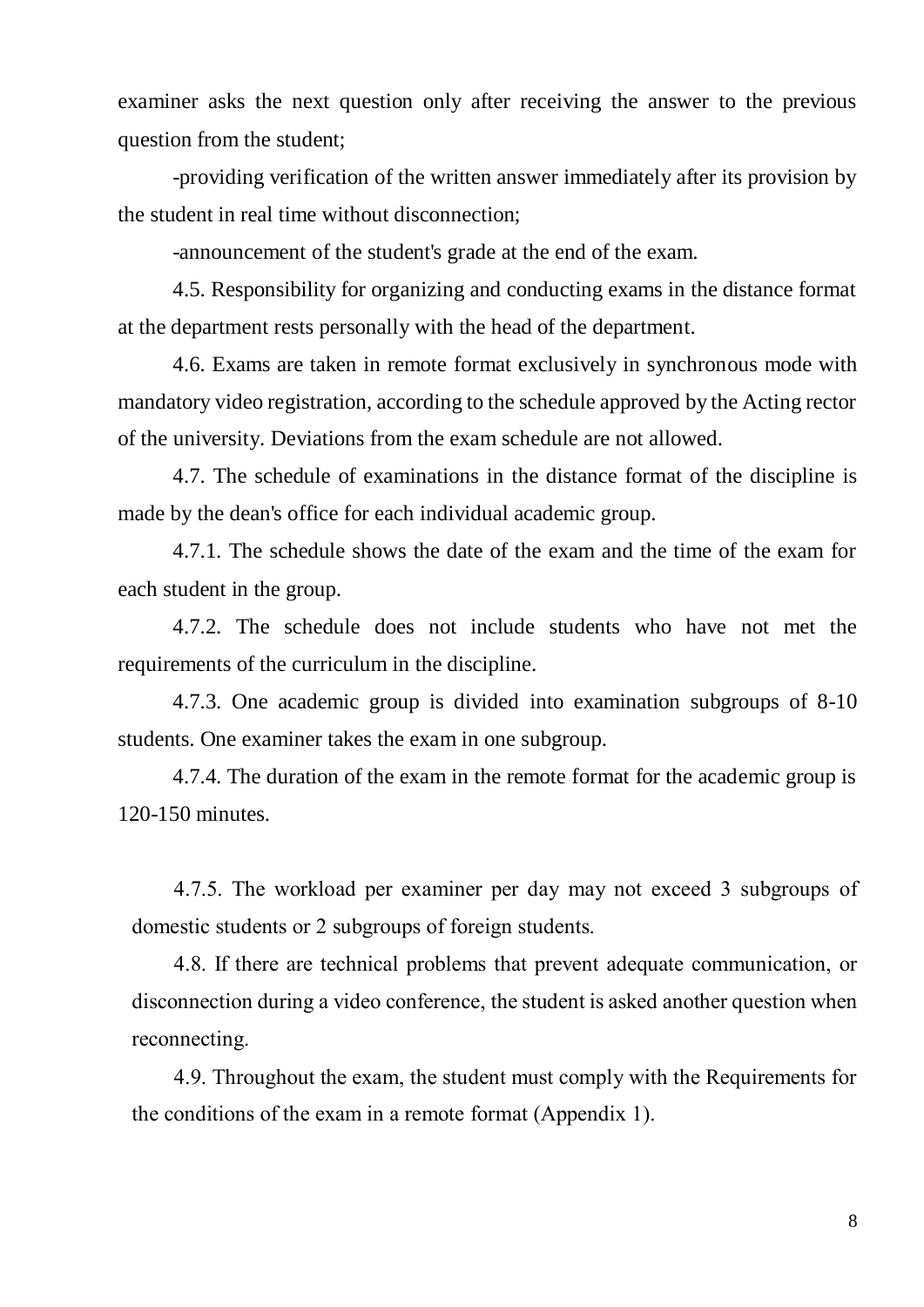examiner asks the next question only after receiving the answer to the previous question from the student;

-providing verification of the written answer immediately after its provision by the student in real time without disconnection;

-announcement of the student's grade at the end of the exam.

4.5. Responsibility for organizing and conducting exams in the distance format at the department rests personally with the head of the department.

4.6. Exams are taken in remote format exclusively in synchronous mode with mandatory video registration, according to the schedule approved by the Acting rector of the university. Deviations from the exam schedule are not allowed.

4.7. The schedule of examinations in the distance format of the discipline is made by the dean's office for each individual academic group.

4.7.1. The schedule shows the date of the exam and the time of the exam for each student in the group.

4.7.2. The schedule does not include students who have not met the requirements of the curriculum in the discipline.

4.7.3. One academic group is divided into examination subgroups of 8-10 students. One examiner takes the exam in one subgroup.

4.7.4. The duration of the exam in the remote format for the academic group is 120-150 minutes.

4.7.5. The workload per examiner per day may not exceed 3 subgroups of domestic students or 2 subgroups of foreign students.

4.8. If there are technical problems that prevent adequate communication, or disconnection during a video conference, the student is asked another question when reconnecting.

4.9. Throughout the exam, the student must comply with the Requirements for the conditions of the exam in a remote format (Appendix 1).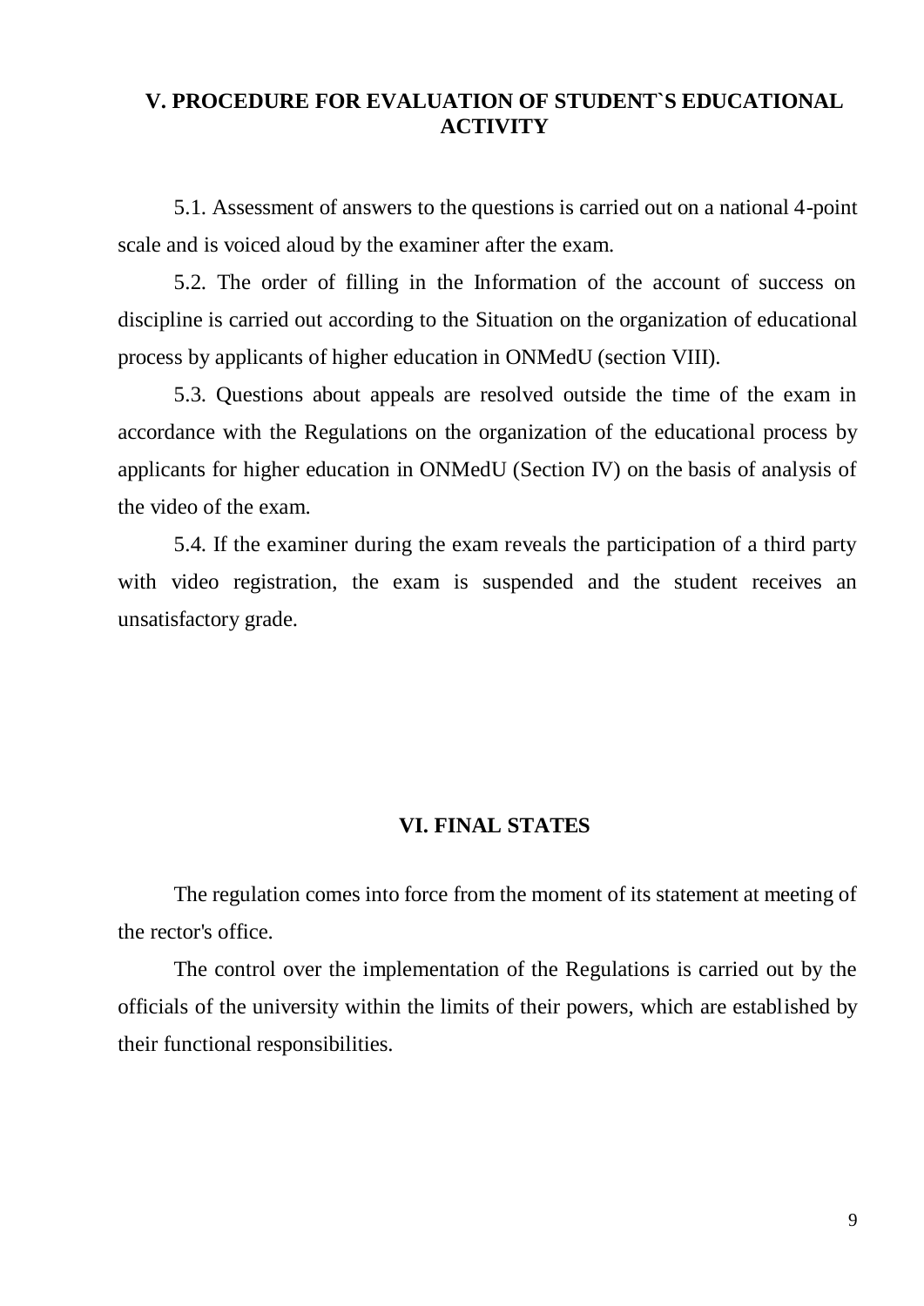## V. PROCEDURE FOR EVALUATION OF STUDENT`S EDUCATIONAL ACTIVITY

5.1. Assessment of answers to the questions is carried out on a national 4-point scale and is voiced aloud by the examiner after the exam.

5.2. The order of filling in the Information of the account of success on discipline is carried out according to the Situation on the organization of educational process by applicants of higher education in ONMedU (section VIII).

5.3. Questions about appeals are resolved outside the time of the exam in accordance with the Regulations on the organization of the educational process by applicants for higher education in ONMedU (Section IV) on the basis of analysis of the video of the exam.

5.4. If the examiner during the exam reveals the participation of a third party with video registration, the exam is suspended and the student receives an unsatisfactory grade.

## VI. FINAL STATES

The regulation comes into force from the moment of its statement at meeting of the rector's office.

The control over the implementation of the Regulations is carried out by the officials of the university within the limits of their powers, which are established by their functional responsibilities.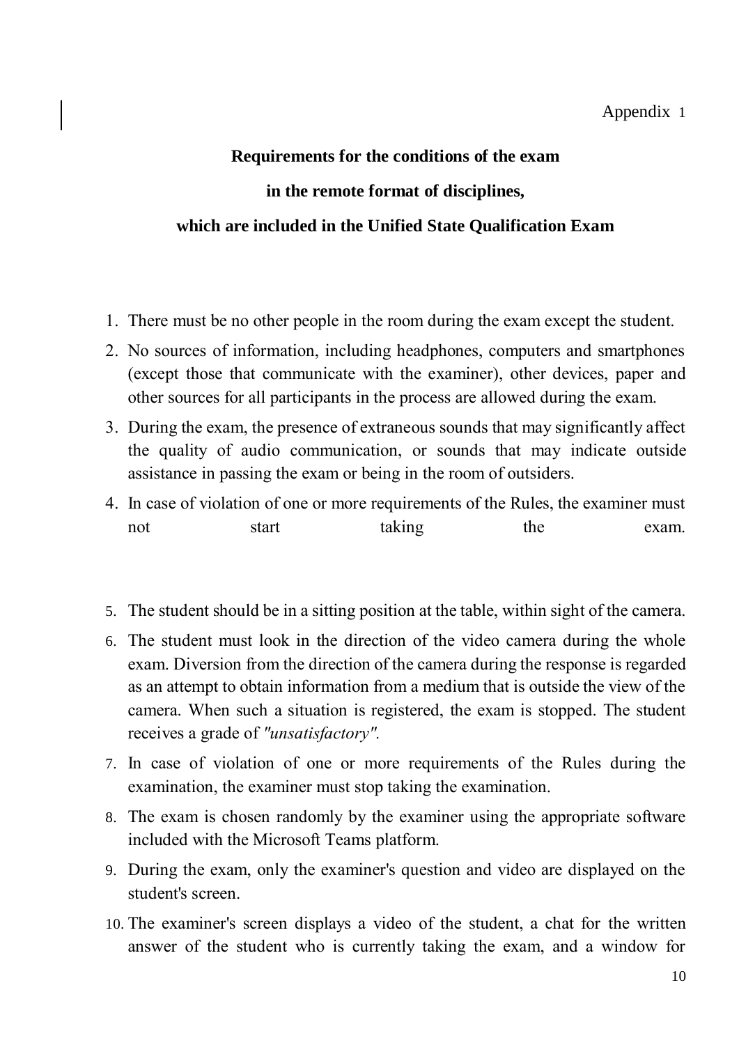Appendix 1

**Requirements for the conditions of the exam**

**in the remote format of disciplines,**

**which are included in the Unified State Qualification Exam**

1. There must be no other people in the room during the exam except the student.
2. No sources of information, including headphones, computers and smartphones (except those that communicate with the examiner), other devices, paper and other sources for all participants in the process are allowed during the exam.
3. During the exam, the presence of extraneous sounds that may significantly affect the quality of audio communication, or sounds that may indicate outside assistance in passing the exam or being in the room of outsiders.
4. In case of violation of one or more requirements of the Rules, the examiner must not start taking the exam.

5. The student should be in a sitting position at the table, within sight of the camera.
6. The student must look in the direction of the video camera during the whole exam. Diversion from the direction of the camera during the response is regarded as an attempt to obtain information from a medium that is outside the view of the camera. When such a situation is registered, the exam is stopped. The student receives a grade of *"unsatisfactory"*.
7. In case of violation of one or more requirements of the Rules during the examination, the examiner must stop taking the examination.
8. The exam is chosen randomly by the examiner using the appropriate software included with the Microsoft Teams platform.
9. During the exam, only the examiner's question and video are displayed on the student's screen.
10. The examiner's screen displays a video of the student, a chat for the written answer of the student who is currently taking the exam, and a window for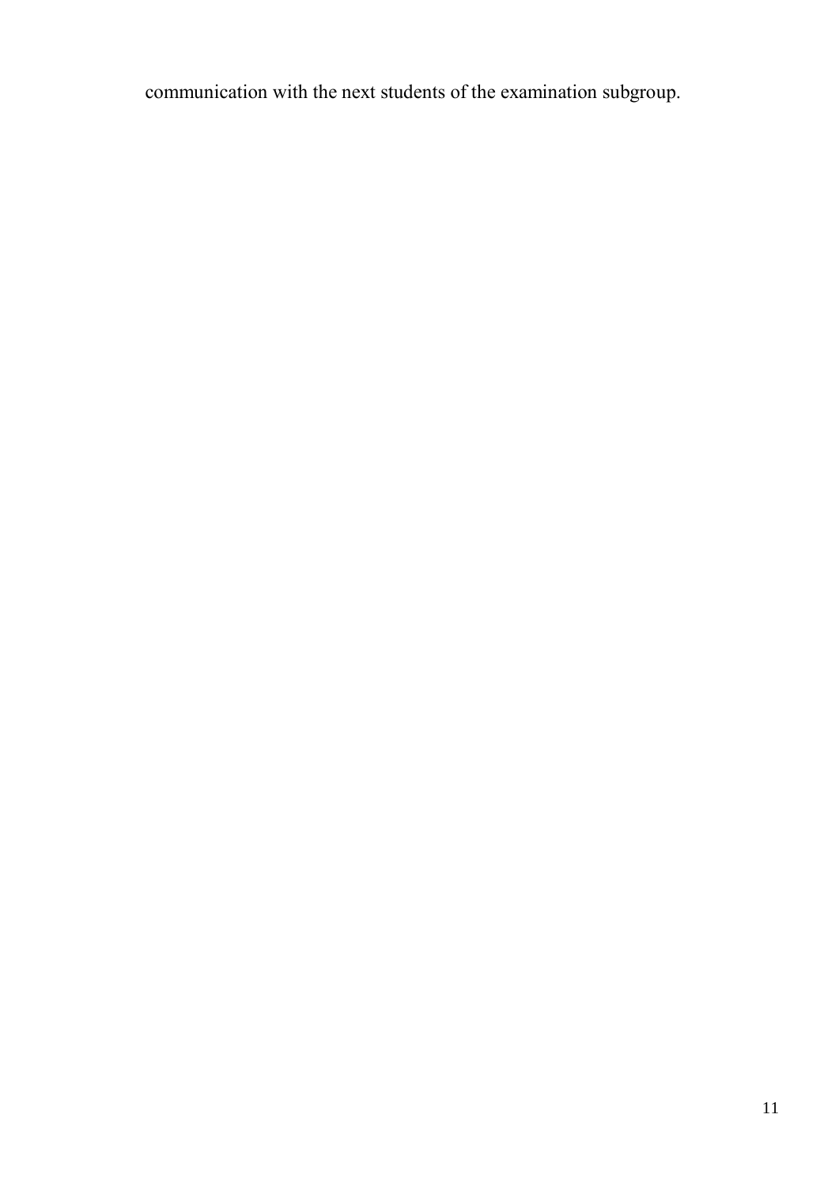communication with the next students of the examination subgroup.